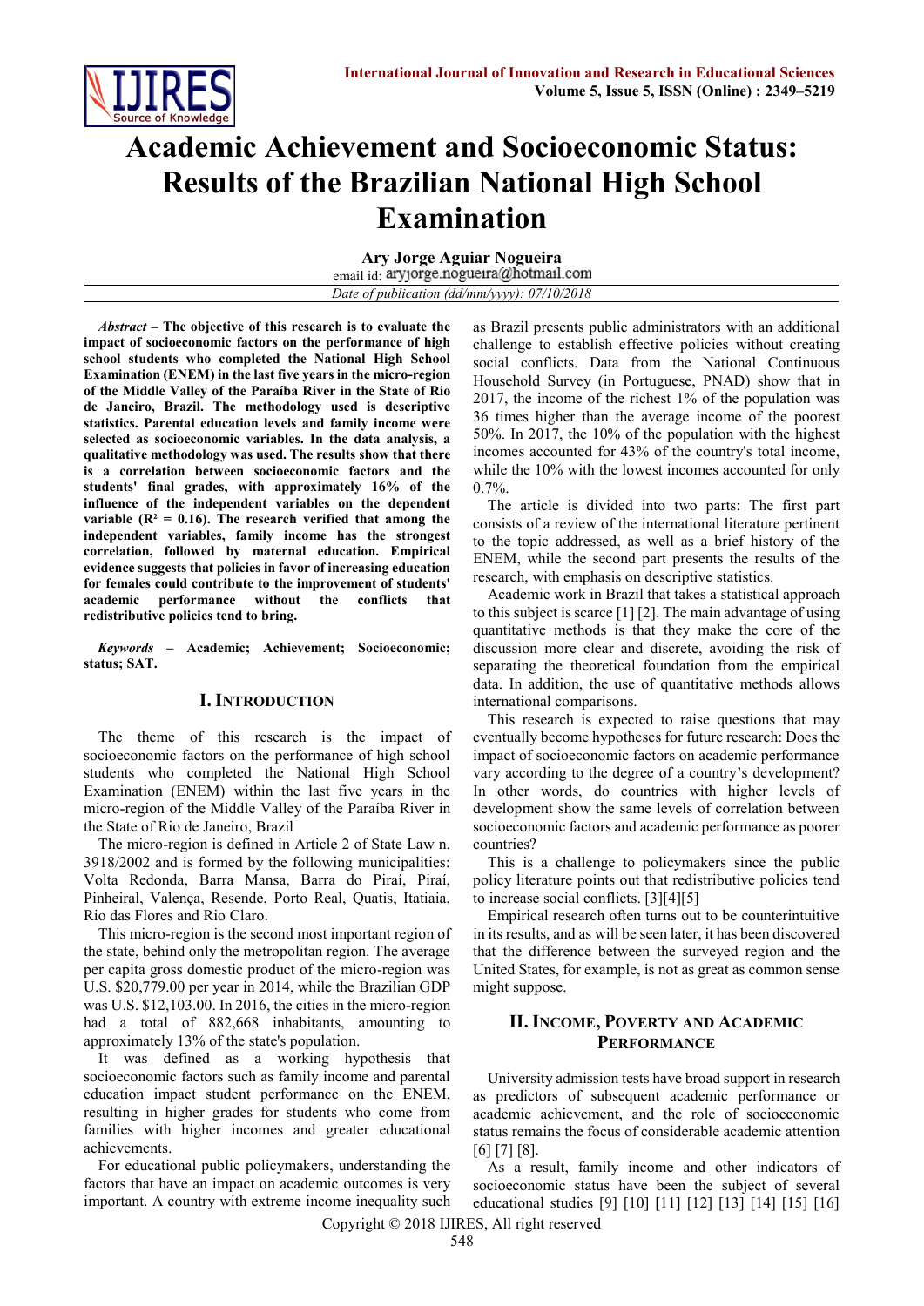# Academic Achievement and Socioeconomic Status: Results of the Brazilian National High School Examination

**Ary Jorge Aguiar Nogueira**

email id: aryjorge.nogueira@hotmail.com

*Date of publication (dd/mm/yyyy): 07/10/2018*

***Abstract* – The objective of this research is to evaluate the impact of socioeconomic factors on the performance of high school students who completed the National High School Examination (ENEM) in the last five years in the micro-region of the Middle Valley of the Paraíba River in the State of Rio de Janeiro, Brazil. The methodology used is descriptive statistics. Parental education levels and family income were selected as socioeconomic variables. In the data analysis, a qualitative methodology was used. The results show that there is a correlation between socioeconomic factors and the students' final grades, with approximately 16% of the influence of the independent variables on the dependent variable ($R^2$ = 0.16). The research verified that among the independent variables, family income has the strongest correlation, followed by maternal education. Empirical evidence suggests that policies in favor of increasing education for females could contribute to the improvement of students' academic performance without the conflicts that redistributive policies tend to bring.**

***Keywords* – Academic; Achievement; Socioeconomic; status; SAT.**

## I. Introduction

The theme of this research is the impact of socioeconomic factors on the performance of high school students who completed the National High School Examination (ENEM) within the last five years in the micro-region of the Middle Valley of the Paraíba River in the State of Rio de Janeiro, Brazil

The micro-region is defined in Article 2 of State Law n. 3918/2002 and is formed by the following municipalities: Volta Redonda, Barra Mansa, Barra do Piraí, Piraí, Pinheiral, Valença, Resende, Porto Real, Quatis, Itatiaia, Rio das Flores and Rio Claro.

This micro-region is the second most important region of the state, behind only the metropolitan region. The average per capita gross domestic product of the micro-region was U.S. $20,779.00 per year in 2014, while the Brazilian GDP was U.S. $12,103.00. In 2016, the cities in the micro-region had a total of 882,668 inhabitants, amounting to approximately 13% of the state's population.

It was defined as a working hypothesis that socioeconomic factors such as family income and parental education impact student performance on the ENEM, resulting in higher grades for students who come from families with higher incomes and greater educational achievements.

For educational public policymakers, understanding the factors that have an impact on academic outcomes is very important. A country with extreme income inequality such as Brazil presents public administrators with an additional challenge to establish effective policies without creating social conflicts. Data from the National Continuous Household Survey (in Portuguese, PNAD) show that in 2017, the income of the richest 1% of the population was 36 times higher than the average income of the poorest 50%. In 2017, the 10% of the population with the highest incomes accounted for 43% of the country's total income, while the 10% with the lowest incomes accounted for only 0.7%.

The article is divided into two parts: The first part consists of a review of the international literature pertinent to the topic addressed, as well as a brief history of the ENEM, while the second part presents the results of the research, with emphasis on descriptive statistics.

Academic work in Brazil that takes a statistical approach to this subject is scarce [1] [2]. The main advantage of using quantitative methods is that they make the core of the discussion more clear and discrete, avoiding the risk of separating the theoretical foundation from the empirical data. In addition, the use of quantitative methods allows international comparisons.

This research is expected to raise questions that may eventually become hypotheses for future research: Does the impact of socioeconomic factors on academic performance vary according to the degree of a country's development? In other words, do countries with higher levels of development show the same levels of correlation between socioeconomic factors and academic performance as poorer countries?

This is a challenge to policymakers since the public policy literature points out that redistributive policies tend to increase social conflicts. [3][4][5]

Empirical research often turns out to be counterintuitive in its results, and as will be seen later, it has been discovered that the difference between the surveyed region and the United States, for example, is not as great as common sense might suppose.

## II. Income, Poverty and Academic Performance

University admission tests have broad support in research as predictors of subsequent academic performance or academic achievement, and the role of socioeconomic status remains the focus of considerable academic attention [6] [7] [8].

As a result, family income and other indicators of socioeconomic status have been the subject of several educational studies [9] [10] [11] [12] [13] [14] [15] [16]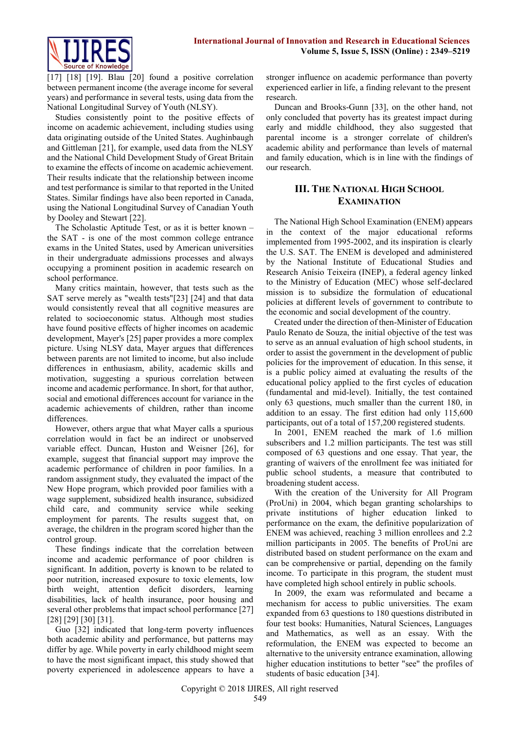[17] [18] [19]. Blau [20] found a positive correlation between permanent income (the average income for several years) and performance in several tests, using data from the National Longitudinal Survey of Youth (NLSY).

Studies consistently point to the positive effects of income on academic achievement, including studies using data originating outside of the United States. Aughinbaugh and Gittleman [21], for example, used data from the NLSY and the National Child Development Study of Great Britain to examine the effects of income on academic achievement. Their results indicate that the relationship between income and test performance is similar to that reported in the United States. Similar findings have also been reported in Canada, using the National Longitudinal Survey of Canadian Youth by Dooley and Stewart [22].

The Scholastic Aptitude Test, or as it is better known – the SAT - is one of the most common college entrance exams in the United States, used by American universities in their undergraduate admissions processes and always occupying a prominent position in academic research on school performance.

Many critics maintain, however, that tests such as the SAT serve merely as "wealth tests"[23] [24] and that data would consistently reveal that all cognitive measures are related to socioeconomic status. Although most studies have found positive effects of higher incomes on academic development, Mayer's [25] paper provides a more complex picture. Using NLSY data, Mayer argues that differences between parents are not limited to income, but also include differences in enthusiasm, ability, academic skills and motivation, suggesting a spurious correlation between income and academic performance. In short, for that author, social and emotional differences account for variance in the academic achievements of children, rather than income differences.

However, others argue that what Mayer calls a spurious correlation would in fact be an indirect or unobserved variable effect. Duncan, Huston and Weisner [26], for example, suggest that financial support may improve the academic performance of children in poor families. In a random assignment study, they evaluated the impact of the New Hope program, which provided poor families with a wage supplement, subsidized health insurance, subsidized child care, and community service while seeking employment for parents. The results suggest that, on average, the children in the program scored higher than the control group.

These findings indicate that the correlation between income and academic performance of poor children is significant. In addition, poverty is known to be related to poor nutrition, increased exposure to toxic elements, low birth weight, attention deficit disorders, learning disabilities, lack of health insurance, poor housing and several other problems that impact school performance [27] [28] [29] [30] [31].

Guo [32] indicated that long-term poverty influences both academic ability and performance, but patterns may differ by age. While poverty in early childhood might seem to have the most significant impact, this study showed that poverty experienced in adolescence appears to have a stronger influence on academic performance than poverty experienced earlier in life, a finding relevant to the present research.

Duncan and Brooks-Gunn [33], on the other hand, not only concluded that poverty has its greatest impact during early and middle childhood, they also suggested that parental income is a stronger correlate of children's academic ability and performance than levels of maternal and family education, which is in line with the findings of our research.

## III. The National High School Examination

The National High School Examination (ENEM) appears in the context of the major educational reforms implemented from 1995-2002, and its inspiration is clearly the U.S. SAT. The ENEM is developed and administered by the National Institute of Educational Studies and Research Anísio Teixeira (INEP), a federal agency linked to the Ministry of Education (MEC) whose self-declared mission is to subsidize the formulation of educational policies at different levels of government to contribute to the economic and social development of the country.

Created under the direction of then-Minister of Education Paulo Renato de Souza, the initial objective of the test was to serve as an annual evaluation of high school students, in order to assist the government in the development of public policies for the improvement of education. In this sense, it is a public policy aimed at evaluating the results of the educational policy applied to the first cycles of education (fundamental and mid-level). Initially, the test contained only 63 questions, much smaller than the current 180, in addition to an essay. The first edition had only 115,600 participants, out of a total of 157,200 registered students.

In 2001, ENEM reached the mark of 1.6 million subscribers and 1.2 million participants. The test was still composed of 63 questions and one essay. That year, the granting of waivers of the enrollment fee was initiated for public school students, a measure that contributed to broadening student access.

With the creation of the University for All Program (ProUni) in 2004, which began granting scholarships to private institutions of higher education linked to performance on the exam, the definitive popularization of ENEM was achieved, reaching 3 million enrollees and 2.2 million participants in 2005. The benefits of ProUni are distributed based on student performance on the exam and can be comprehensive or partial, depending on the family income. To participate in this program, the student must have completed high school entirely in public schools.

In 2009, the exam was reformulated and became a mechanism for access to public universities. The exam expanded from 63 questions to 180 questions distributed in four test books: Humanities, Natural Sciences, Languages and Mathematics, as well as an essay. With the reformulation, the ENEM was expected to become an alternative to the university entrance examination, allowing higher education institutions to better "see" the profiles of students of basic education [34].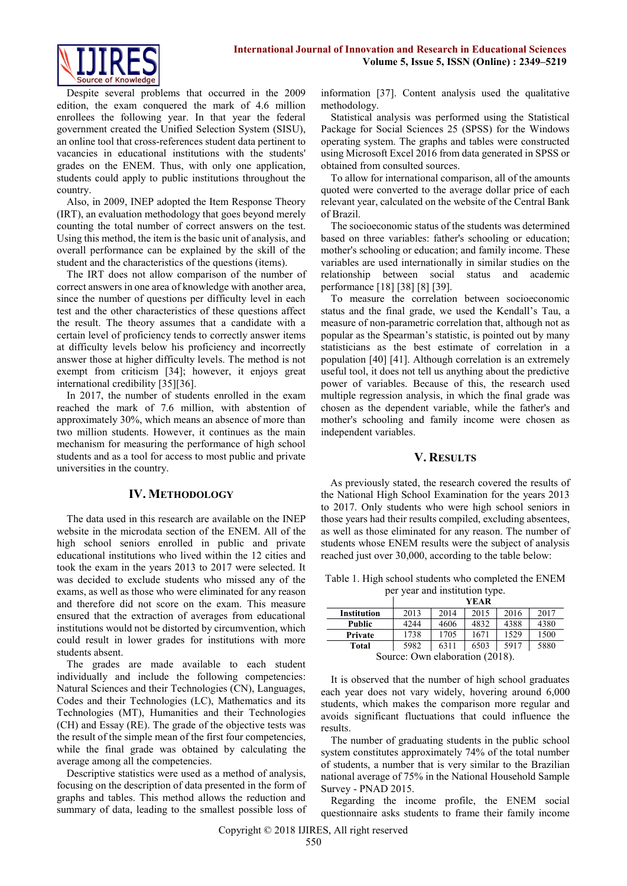Despite several problems that occurred in the 2009 edition, the exam conquered the mark of 4.6 million enrollees the following year. In that year the federal government created the Unified Selection System (SISU), an online tool that cross-references student data pertinent to vacancies in educational institutions with the students' grades on the ENEM. Thus, with only one application, students could apply to public institutions throughout the country.

Also, in 2009, INEP adopted the Item Response Theory (IRT), an evaluation methodology that goes beyond merely counting the total number of correct answers on the test. Using this method, the item is the basic unit of analysis, and overall performance can be explained by the skill of the student and the characteristics of the questions (items).

The IRT does not allow comparison of the number of correct answers in one area of knowledge with another area, since the number of questions per difficulty level in each test and the other characteristics of these questions affect the result. The theory assumes that a candidate with a certain level of proficiency tends to correctly answer items at difficulty levels below his proficiency and incorrectly answer those at higher difficulty levels. The method is not exempt from criticism [34]; however, it enjoys great international credibility [35][36].

In 2017, the number of students enrolled in the exam reached the mark of 7.6 million, with abstention of approximately 30%, which means an absence of more than two million students. However, it continues as the main mechanism for measuring the performance of high school students and as a tool for access to most public and private universities in the country.

## IV. Methodology

The data used in this research are available on the INEP website in the microdata section of the ENEM. All of the high school seniors enrolled in public and private educational institutions who lived within the 12 cities and took the exam in the years 2013 to 2017 were selected. It was decided to exclude students who missed any of the exams, as well as those who were eliminated for any reason and therefore did not score on the exam. This measure ensured that the extraction of averages from educational institutions would not be distorted by circumvention, which could result in lower grades for institutions with more students absent.

The grades are made available to each student individually and include the following competencies: Natural Sciences and their Technologies (CN), Languages, Codes and their Technologies (LC), Mathematics and its Technologies (MT), Humanities and their Technologies (CH) and Essay (RE). The grade of the objective tests was the result of the simple mean of the first four competencies, while the final grade was obtained by calculating the average among all the competencies.

Descriptive statistics were used as a method of analysis, focusing on the description of data presented in the form of graphs and tables. This method allows the reduction and summary of data, leading to the smallest possible loss of information [37]. Content analysis used the qualitative methodology.

Statistical analysis was performed using the Statistical Package for Social Sciences 25 (SPSS) for the Windows operating system. The graphs and tables were constructed using Microsoft Excel 2016 from data generated in SPSS or obtained from consulted sources.

To allow for international comparison, all of the amounts quoted were converted to the average dollar price of each relevant year, calculated on the website of the Central Bank of Brazil.

The socioeconomic status of the students was determined based on three variables: father's schooling or education; mother's schooling or education; and family income. These variables are used internationally in similar studies on the relationship between social status and academic performance [18] [38] [8] [39].

To measure the correlation between socioeconomic status and the final grade, we used the Kendall's Tau, a measure of non-parametric correlation that, although not as popular as the Spearman's statistic, is pointed out by many statisticians as the best estimate of correlation in a population [40] [41]. Although correlation is an extremely useful tool, it does not tell us anything about the predictive power of variables. Because of this, the research used multiple regression analysis, in which the final grade was chosen as the dependent variable, while the father's and mother's schooling and family income were chosen as independent variables.

## V. Results

As previously stated, the research covered the results of the National High School Examination for the years 2013 to 2017. Only students who were high school seniors in those years had their results compiled, excluding absentees, as well as those eliminated for any reason. The number of students whose ENEM results were the subject of analysis reached just over 30,000, according to the table below:

Table 1. High school students who completed the ENEM per year and institution type.

| | YEAR | | | | |
|---|---|---|---|---|---|
| **Institution** | 2013 | 2014 | 2015 | 2016 | 2017 |
| **Public** | 4244 | 4606 | 4832 | 4388 | 4380 |
| **Private** | 1738 | 1705 | 1671 | 1529 | 1500 |
| **Total** | 5982 | 6311 | 6503 | 5917 | 5880 |

Source: Own elaboration (2018).

It is observed that the number of high school graduates each year does not vary widely, hovering around 6,000 students, which makes the comparison more regular and avoids significant fluctuations that could influence the results.

The number of graduating students in the public school system constitutes approximately 74% of the total number of students, a number that is very similar to the Brazilian national average of 75% in the National Household Sample Survey - PNAD 2015.

Regarding the income profile, the ENEM social questionnaire asks students to frame their family income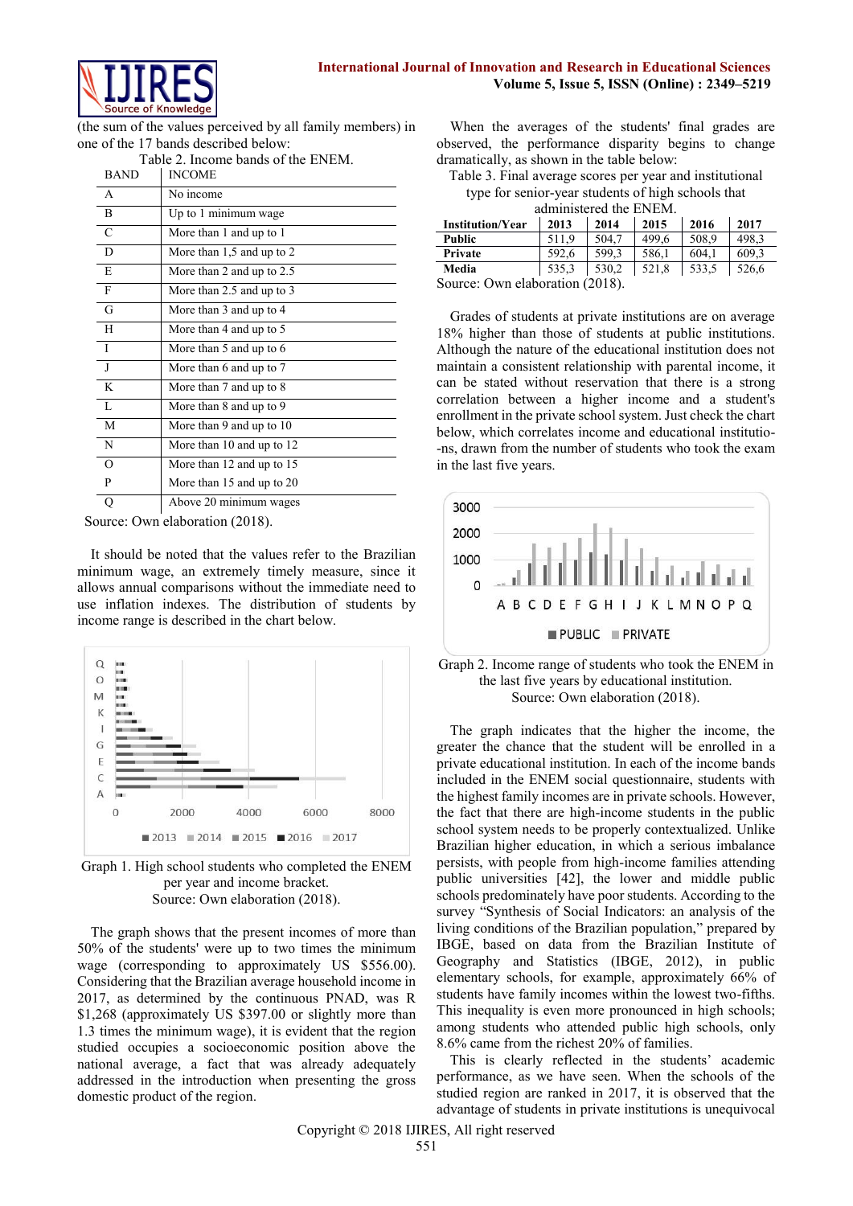(the sum of the values perceived by all family members) in one of the 17 bands described below:

Table 2. Income bands of the ENEM.

| BAND | INCOME |
|---|---|
| A | No income |
| B | Up to 1 minimum wage |
| C | More than 1 and up to 1 |
| D | More than 1,5 and up to 2 |
| E | More than 2 and up to 2.5 |
| F | More than 2.5 and up to 3 |
| G | More than 3 and up to 4 |
| H | More than 4 and up to 5 |
| I | More than 5 and up to 6 |
| J | More than 6 and up to 7 |
| K | More than 7 and up to 8 |
| L | More than 8 and up to 9 |
| M | More than 9 and up to 10 |
| N | More than 10 and up to 12 |
| O | More than 12 and up to 15 |
| P | More than 15 and up to 20 |
| Q | Above 20 minimum wages |

Source: Own elaboration (2018).

It should be noted that the values refer to the Brazilian minimum wage, an extremely timely measure, since it allows annual comparisons without the immediate need to use inflation indexes. The distribution of students by income range is described in the chart below.

Graph 1. High school students who completed the ENEM per year and income bracket.
Source: Own elaboration (2018).

The graph shows that the present incomes of more than 50% of the students' were up to two times the minimum wage (corresponding to approximately US $556.00). Considering that the Brazilian average household income in 2017, as determined by the continuous PNAD, was R $1,268 (approximately US $397.00 or slightly more than 1.3 times the minimum wage), it is evident that the region studied occupies a socioeconomic position above the national average, a fact that was already adequately addressed in the introduction when presenting the gross domestic product of the region.

When the averages of the students' final grades are observed, the performance disparity begins to change dramatically, as shown in the table below:

Table 3. Final average scores per year and institutional type for senior-year students of high schools that administered the ENEM.

| Institution/Year | 2013 | 2014 | 2015 | 2016 | 2017 |
|---|---|---|---|---|---|
| Public | 511,9 | 504,7 | 499,6 | 508,9 | 498,3 |
| Private | 592,6 | 599,3 | 586,1 | 604,1 | 609,3 |
| Media | 535,3 | 530,2 | 521,8 | 533,5 | 526,6 |

Source: Own elaboration (2018).

Grades of students at private institutions are on average 18% higher than those of students at public institutions. Although the nature of the educational institution does not maintain a consistent relationship with parental income, it can be stated without reservation that there is a strong correlation between a higher income and a student's enrollment in the private school system. Just check the chart below, which correlates income and educational institutio--ns, drawn from the number of students who took the exam in the last five years.

Graph 2. Income range of students who took the ENEM in the last five years by educational institution.
Source: Own elaboration (2018).

The graph indicates that the higher the income, the greater the chance that the student will be enrolled in a private educational institution. In each of the income bands included in the ENEM social questionnaire, students with the highest family incomes are in private schools. However, the fact that there are high-income students in the public school system needs to be properly contextualized. Unlike Brazilian higher education, in which a serious imbalance persists, with people from high-income families attending public universities [42], the lower and middle public schools predominately have poor students. According to the survey "Synthesis of Social Indicators: an analysis of the living conditions of the Brazilian population," prepared by IBGE, based on data from the Brazilian Institute of Geography and Statistics (IBGE, 2012), in public elementary schools, for example, approximately 66% of students have family incomes within the lowest two-fifths. This inequality is even more pronounced in high schools; among students who attended public high schools, only 8.6% came from the richest 20% of families.

This is clearly reflected in the students' academic performance, as we have seen. When the schools of the studied region are ranked in 2017, it is observed that the advantage of students in private institutions is unequivocal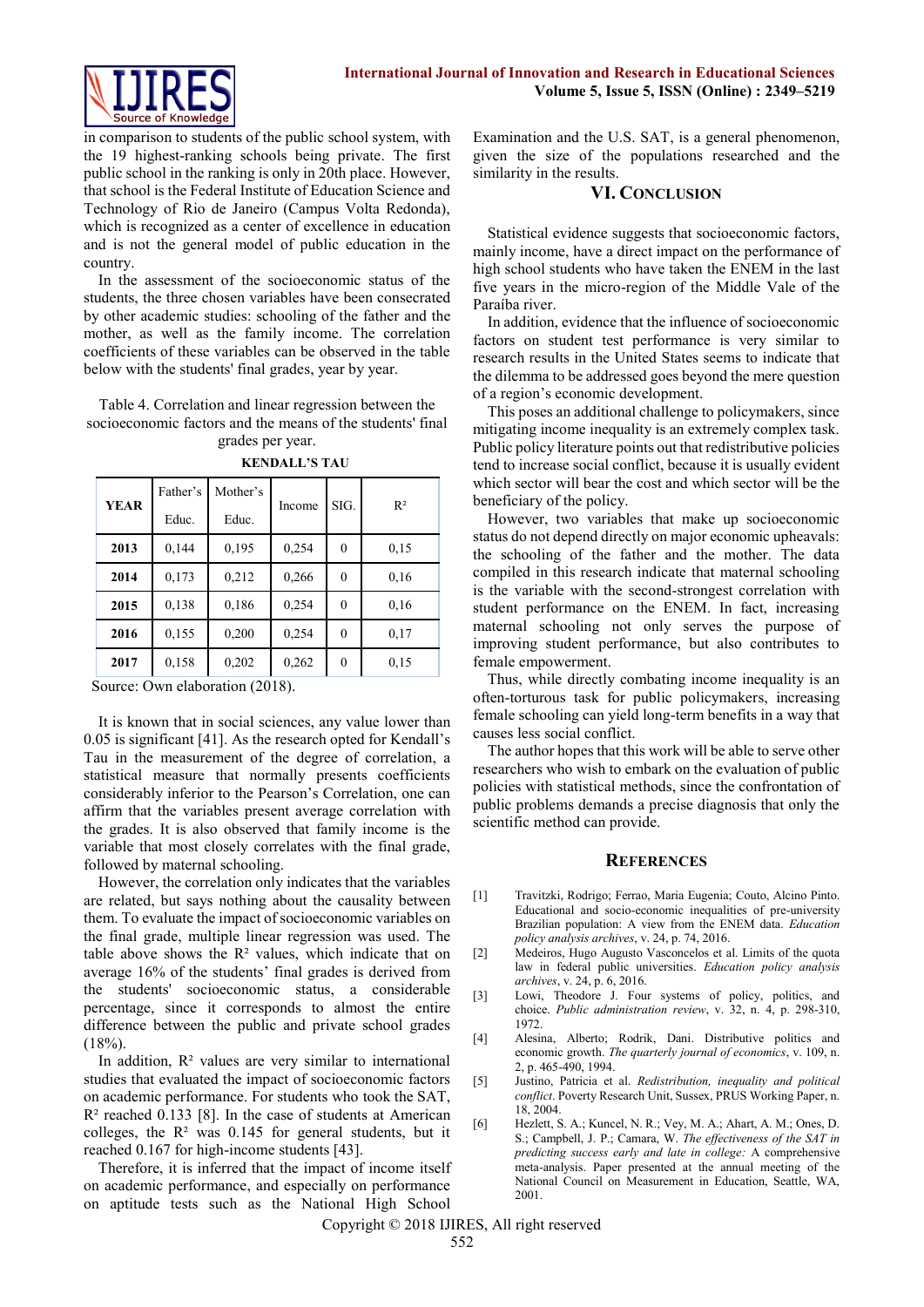in comparison to students of the public school system, with the 19 highest-ranking schools being private. The first public school in the ranking is only in 20th place. However, that school is the Federal Institute of Education Science and Technology of Rio de Janeiro (Campus Volta Redonda), which is recognized as a center of excellence in education and is not the general model of public education in the country.

In the assessment of the socioeconomic status of the students, the three chosen variables have been consecrated by other academic studies: schooling of the father and the mother, as well as the family income. The correlation coefficients of these variables can be observed in the table below with the students' final grades, year by year.

Table 4. Correlation and linear regression between the socioeconomic factors and the means of the students' final grades per year.

**KENDALL'S TAU**

| YEAR | Father's Educ. | Mother's Educ. | Income | SIG. | R² |
|---|---|---|---|---|---|
| **2013** | 0,144 | 0,195 | 0,254 | 0 | 0,15 |
| **2014** | 0,173 | 0,212 | 0,266 | 0 | 0,16 |
| **2015** | 0,138 | 0,186 | 0,254 | 0 | 0,16 |
| **2016** | 0,155 | 0,200 | 0,254 | 0 | 0,17 |
| **2017** | 0,158 | 0,202 | 0,262 | 0 | 0,15 |

Source: Own elaboration (2018).

It is known that in social sciences, any value lower than 0.05 is significant [41]. As the research opted for Kendall's Tau in the measurement of the degree of correlation, a statistical measure that normally presents coefficients considerably inferior to the Pearson's Correlation, one can affirm that the variables present average correlation with the grades. It is also observed that family income is the variable that most closely correlates with the final grade, followed by maternal schooling.

However, the correlation only indicates that the variables are related, but says nothing about the causality between them. To evaluate the impact of socioeconomic variables on the final grade, multiple linear regression was used. The table above shows the $R^2$ values, which indicate that on average 16% of the students' final grades is derived from the students' socioeconomic status, a considerable percentage, since it corresponds to almost the entire difference between the public and private school grades (18%).

In addition, $R^2$ values are very similar to international studies that evaluated the impact of socioeconomic factors on academic performance. For students who took the SAT, $R^2$ reached 0.133 [8]. In the case of students at American colleges, the $R^2$ was 0.145 for general students, but it reached 0.167 for high-income students [43].

Therefore, it is inferred that the impact of income itself on academic performance, and especially on performance on aptitude tests such as the National High School Examination and the U.S. SAT, is a general phenomenon, given the size of the populations researched and the similarity in the results.

## VI. Conclusion

Statistical evidence suggests that socioeconomic factors, mainly income, have a direct impact on the performance of high school students who have taken the ENEM in the last five years in the micro-region of the Middle Vale of the Paraíba river.

In addition, evidence that the influence of socioeconomic factors on student test performance is very similar to research results in the United States seems to indicate that the dilemma to be addressed goes beyond the mere question of a region's economic development.

This poses an additional challenge to policymakers, since mitigating income inequality is an extremely complex task. Public policy literature points out that redistributive policies tend to increase social conflict, because it is usually evident which sector will bear the cost and which sector will be the beneficiary of the policy.

However, two variables that make up socioeconomic status do not depend directly on major economic upheavals: the schooling of the father and the mother. The data compiled in this research indicate that maternal schooling is the variable with the second-strongest correlation with student performance on the ENEM. In fact, increasing maternal schooling not only serves the purpose of improving student performance, but also contributes to female empowerment.

Thus, while directly combating income inequality is an often-torturous task for public policymakers, increasing female schooling can yield long-term benefits in a way that causes less social conflict.

The author hopes that this work will be able to serve other researchers who wish to embark on the evaluation of public policies with statistical methods, since the confrontation of public problems demands a precise diagnosis that only the scientific method can provide.

## References

[1] Travitzki, Rodrigo; Ferrao, Maria Eugenia; Couto, Alcino Pinto. Educational and socio-economic inequalities of pre-university Brazilian population: A view from the ENEM data. *Education policy analysis archives*, v. 24, p. 74, 2016.

[2] Medeiros, Hugo Augusto Vasconcelos et al. Limits of the quota law in federal public universities. *Education policy analysis archives*, v. 24, p. 6, 2016.

[3] Lowi, Theodore J. Four systems of policy, politics, and choice. *Public administration review*, v. 32, n. 4, p. 298-310, 1972.

[4] Alesina, Alberto; Rodrik, Dani. Distributive politics and economic growth. *The quarterly journal of economics*, v. 109, n. 2, p. 465-490, 1994.

[5] Justino, Patricia et al. *Redistribution, inequality and political conflict*. Poverty Research Unit, Sussex, PRUS Working Paper, n. 18, 2004.

[6] Hezlett, S. A.; Kuncel, N. R.; Vey, M. A.; Ahart, A. M.; Ones, D. S.; Campbell, J. P.; Camara, W. *The effectiveness of the SAT in predicting success early and late in college:* A comprehensive meta-analysis. Paper presented at the annual meeting of the National Council on Measurement in Education, Seattle, WA, 2001.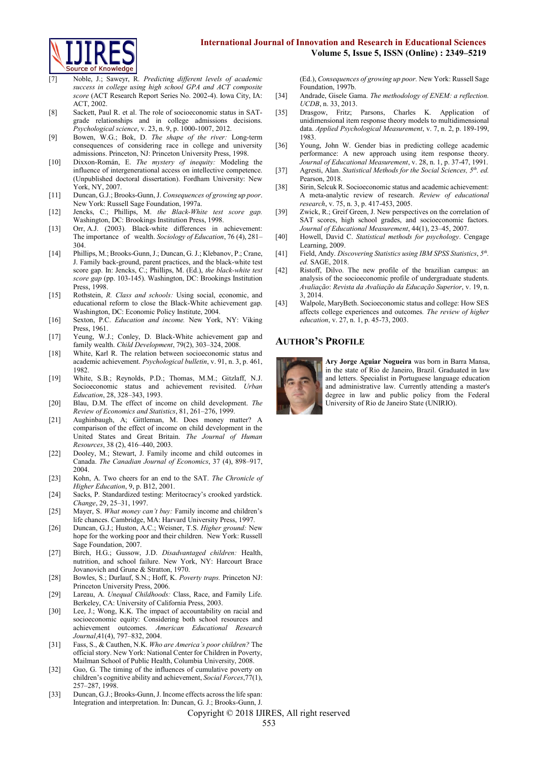[7] Noble, J.; Saweyr, R. *Predicting different levels of academic success in college using high school GPA and ACT composite score* (ACT Research Report Series No. 2002-4). Iowa City, IA: ACT, 2002.

[8] Sackett, Paul R. et al. The role of socioeconomic status in SAT-grade relationships and in college admissions decisions. *Psychological science*, v. 23, n. 9, p. 1000-1007, 2012.

[9] Bowen, W.G.; Bok, D. *The shape of the river:* Long-term consequences of considering race in college and university admissions. Princeton, NJ: Princeton University Press, 1998.

[10] Dixxon-Román, E. *The mystery of inequity:* Modeling the influence of intergenerational access on intellective competence. (Unpublished doctoral dissertation). Fordham University: New York, NY, 2007.

[11] Duncan, G.J.; Brooks-Gunn, J. *Consequences of growing up poor*. New York: Russell Sage Foundation, 1997a.

[12] Jencks, C.; Phillips, M. *the Black-White test score gap.* Washington, DC: Brookings Institution Press, 1998.

[13] Orr, A.J. (2003). Black-white differences in achievement: The importance of wealth. *Sociology of Education*, 76 (4), 281–304.

[14] Phillips, M.; Brooks-Gunn, J.; Duncan, G. J.; Klebanov, P.; Crane, J. Family back-ground, parent practices, and the black-white test score gap. In: Jencks, C.; Phillips, M. (Ed.), *the black-white test score gap* (pp. 103-145). Washington, DC: Brookings Institution Press, 1998.

[15] Rothstein, *R. Class and schools:* Using social, economic, and educational reform to close the Black-White achievement gap. Washington, DC: Economic Policy Institute, 2004.

[16] Sexton, P.C. *Education and income.* New York, NY: Viking Press, 1961.

[17] Yeung, W.J.; Conley, D. Black-White achievement gap and family wealth. *Child Development*, 79(2), 303–324, 2008.

[18] White, Karl R. The relation between socioeconomic status and academic achievement. *Psychological bulletin*, v. 91, n. 3, p. 461, 1982.

[19] White, S.B.; Reynolds, P.D.; Thomas, M.M.; Gitzlaff, N.J. Socioeconomic status and achievement revisited. *Urban Education*, 28, 328–343, 1993.

[20] Blau, D.M. The effect of income on child development. *The Review of Economics and Statistics*, 81, 261–276, 1999.

[21] Aughinbaugh, A; Gittleman, M. Does money matter? A comparison of the effect of income on child development in the United States and Great Britain. *The Journal of Human Resources*, 38 (2), 416–440, 2003.

[22] Dooley, M.; Stewart, J. Family income and child outcomes in Canada. *The Canadian Journal of Economics*, 37 (4), 898–917, 2004.

[23] Kohn, A. Two cheers for an end to the SAT. *The Chronicle of Higher Education*, 9, p. B12, 2001.

[24] Sacks, P. Standardized testing: Meritocracy's crooked yardstick. *Change*, 29, 25–31, 1997.

[25] Mayer, S. *What money can't buy:* Family income and children's life chances. Cambridge, MA: Harvard University Press, 1997.

[26] Duncan, G.J.; Huston, A.C.; Weisner, T.S. *Higher ground:* New hope for the working poor and their children. New York: Russell Sage Foundation, 2007.

[27] Birch, H.G.; Gussow, J.D. *Disadvantaged children:* Health, nutrition, and school failure. New York, NY: Harcourt Brace Jovanovich and Grune & Stratton, 1970.

[28] Bowles, S.; Durlauf, S.N.; Hoff, K. *Poverty traps.* Princeton NJ: Princeton University Press, 2006.

[29] Lareau, A. *Unequal Childhoods:* Class, Race, and Family Life. Berkeley, CA: University of California Press, 2003.

[30] Lee, J.; Wong, K.K. The impact of accountability on racial and socioeconomic equity: Considering both school resources and achievement outcomes. *American Educational Research Journal*,41(4), 797–832, 2004.

[31] Fass, S., & Cauthen, N.K. *Who are America's poor children?* The official story. New York: National Center for Children in Poverty, Mailman School of Public Health, Columbia University, 2008.

[32] Guo, G. The timing of the influences of cumulative poverty on children's cognitive ability and achievement, *Social Forces*,77(1), 257–287, 1998.

[33] Duncan, G.J.; Brooks-Gunn, J. Income effects across the life span: Integration and interpretation. In: Duncan, G. J.; Brooks-Gunn, J. (Ed.), *Consequences of growing up poor.* New York: Russell Sage Foundation, 1997b.

[34] Andrade, Gisele Gama. *The methodology of ENEM: a reflection. UCDB*, n. 33, 2013.

[35] Drasgow, Fritz; Parsons, Charles K. Application of unidimensional item response theory models to multidimensional data. *Applied Psychological Measurement*, v. 7, n. 2, p. 189-199, 1983.

[36] Young, John W. Gender bias in predicting college academic performance: A new approach using item response theory. *Journal of Educational Measurement*, v. 28, n. 1, p. 37-47, 1991.

[37] Agresti, Alan. *Statistical Methods for the Social Sciences, 5th. ed.* Pearson, 2018.

[38] Sirin, Selcuk R. Socioeconomic status and academic achievement: A meta-analytic review of research. *Review of educational research*, v. 75, n. 3, p. 417-453, 2005.

[39] Zwick, R.; Greif Green, J. New perspectives on the correlation of SAT scores, high school grades, and socioeconomic factors. *Journal of Educational Measurement*, 44(1), 23–45, 2007.

[40] Howell, David C. *Statistical methods for psychology*. Cengage Learning, 2009.

[41] Field, Andy. *Discovering Statistics using IBM SPSS Statistics*, *5th. ed.* SAGE, 2018.

[42] Ristoff, Dilvo. The new profile of the brazilian campus: an analysis of the socioeconomic profile of undergraduate students. *Avaliação*: *Revista da Avaliação da Educação Superior*, v. 19, n. 3, 2014.

[43] Walpole, MaryBeth. Socioeconomic status and college: How SES affects college experiences and outcomes. *The review of higher education*, v. 27, n. 1, p. 45-73, 2003.

## Author's Profile

**Ary Jorge Aguiar Nogueira** was born in Barra Mansa, in the state of Rio de Janeiro, Brazil. Graduated in law and letters. Specialist in Portuguese language education and administrative law. Currently attending a master's degree in law and public policy from the Federal University of Rio de Janeiro State (UNIRIO).